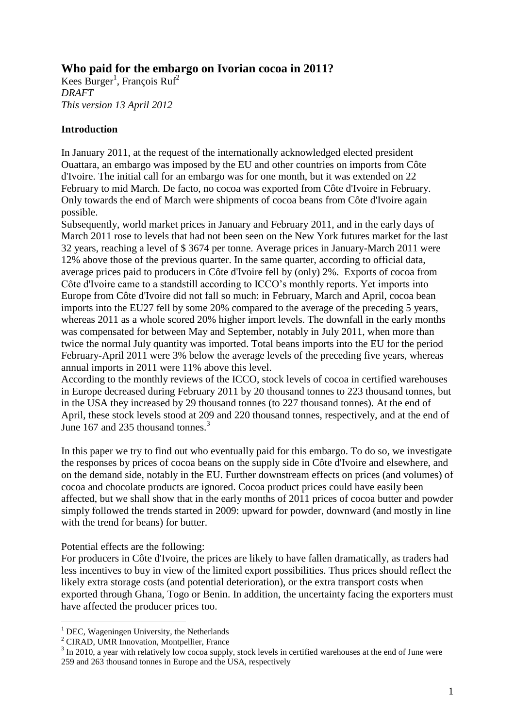# Who paid for the embargo on Ivorian cocoa in 2011?

Kees Burger[1], François Ruf[2]

*DRAFT*

*This version 13 April 2012*

**Introduction**

In January 2011, at the request of the internationally acknowledged elected president Ouattara, an embargo was imposed by the EU and other countries on imports from Côte d'Ivoire. The initial call for an embargo was for one month, but it was extended on 22 February to mid March. De facto, no cocoa was exported from Côte d'Ivoire in February. Only towards the end of March were shipments of cocoa beans from Côte d'Ivoire again possible.

Subsequently, world market prices in January and February 2011, and in the early days of March 2011 rose to levels that had not been seen on the New York futures market for the last 32 years, reaching a level of \$ 3674 per tonne. Average prices in January-March 2011 were 12% above those of the previous quarter. In the same quarter, according to official data, average prices paid to producers in Côte d'Ivoire fell by (only) 2%. Exports of cocoa from Côte d'Ivoire came to a standstill according to ICCO's monthly reports. Yet imports into Europe from Côte d'Ivoire did not fall so much: in February, March and April, cocoa bean imports into the EU27 fell by some 20% compared to the average of the preceding 5 years, whereas 2011 as a whole scored 20% higher import levels. The downfall in the early months was compensated for between May and September, notably in July 2011, when more than twice the normal July quantity was imported. Total beans imports into the EU for the period February-April 2011 were 3% below the average levels of the preceding five years, whereas annual imports in 2011 were 11% above this level.

According to the monthly reviews of the ICCO, stock levels of cocoa in certified warehouses in Europe decreased during February 2011 by 20 thousand tonnes to 223 thousand tonnes, but in the USA they increased by 29 thousand tonnes (to 227 thousand tonnes). At the end of April, these stock levels stood at 209 and 220 thousand tonnes, respectively, and at the end of June 167 and 235 thousand tonnes.[3]

In this paper we try to find out who eventually paid for this embargo. To do so, we investigate the responses by prices of cocoa beans on the supply side in Côte d'Ivoire and elsewhere, and on the demand side, notably in the EU. Further downstream effects on prices (and volumes) of cocoa and chocolate products are ignored. Cocoa product prices could have easily been affected, but we shall show that in the early months of 2011 prices of cocoa butter and powder simply followed the trends started in 2009: upward for powder, downward (and mostly in line with the trend for beans) for butter.

Potential effects are the following:

For producers in Côte d'Ivoire, the prices are likely to have fallen dramatically, as traders had less incentives to buy in view of the limited export possibilities. Thus prices should reflect the likely extra storage costs (and potential deterioration), or the extra transport costs when exported through Ghana, Togo or Benin. In addition, the uncertainty facing the exporters must have affected the producer prices too.

---

[1] DEC, Wageningen University, the Netherlands

[2] CIRAD, UMR Innovation, Montpellier, France

[3] In 2010, a year with relatively low cocoa supply, stock levels in certified warehouses at the end of June were 259 and 263 thousand tonnes in Europe and the USA, respectively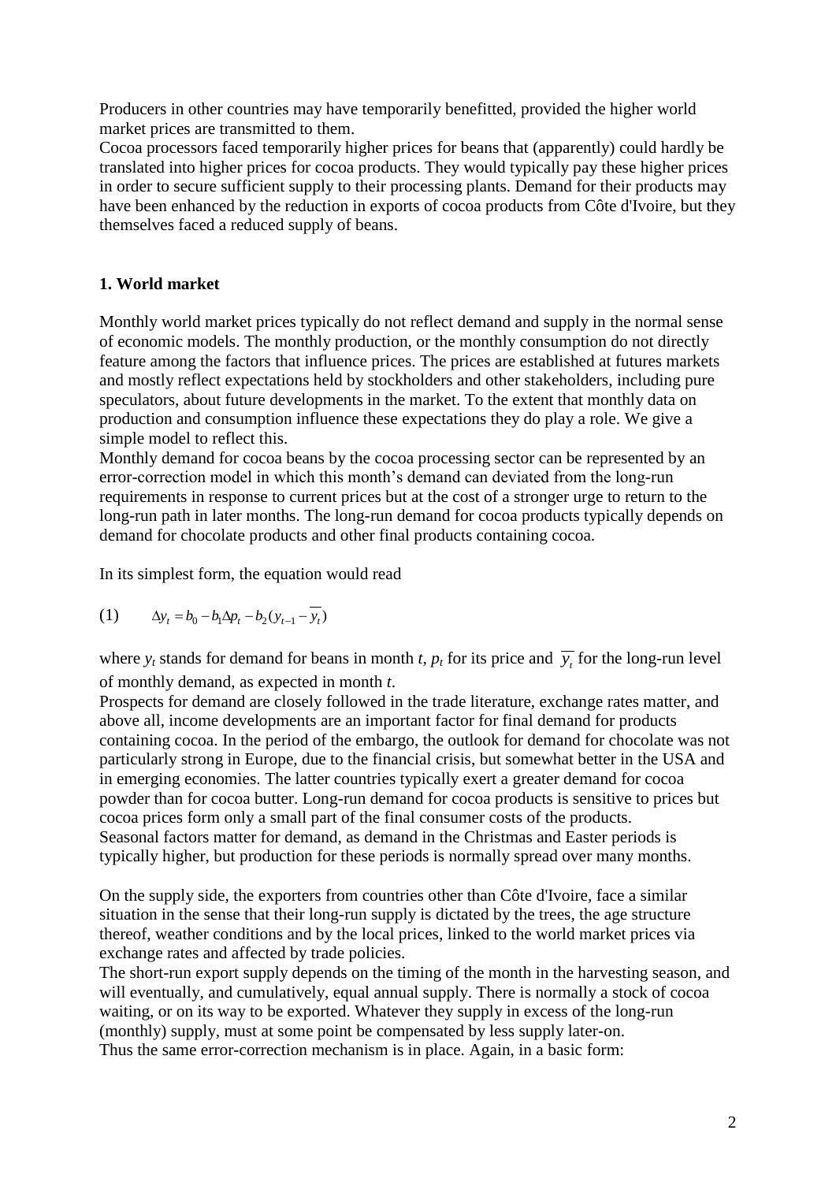Producers in other countries may have temporarily benefitted, provided the higher world market prices are transmitted to them.
Cocoa processors faced temporarily higher prices for beans that (apparently) could hardly be translated into higher prices for cocoa products. They would typically pay these higher prices in order to secure sufficient supply to their processing plants. Demand for their products may have been enhanced by the reduction in exports of cocoa products from Côte d'Ivoire, but they themselves faced a reduced supply of beans.

## 1. World market

Monthly world market prices typically do not reflect demand and supply in the normal sense of economic models. The monthly production, or the monthly consumption do not directly feature among the factors that influence prices. The prices are established at futures markets and mostly reflect expectations held by stockholders and other stakeholders, including pure speculators, about future developments in the market. To the extent that monthly data on production and consumption influence these expectations they do play a role. We give a simple model to reflect this.
Monthly demand for cocoa beans by the cocoa processing sector can be represented by an error-correction model in which this month's demand can deviated from the long-run requirements in response to current prices but at the cost of a stronger urge to return to the long-run path in later months. The long-run demand for cocoa products typically depends on demand for chocolate products and other final products containing cocoa.

In its simplest form, the equation would read

$$(1) \qquad \Delta y_t = b_0 - b_1 \Delta p_t - b_2 (y_{t-1} - \overline{y_t})$$

where $y_t$ stands for demand for beans in month $t$, $p_t$ for its price and $\overline{y_t}$ for the long-run level of monthly demand, as expected in month $t$.
Prospects for demand are closely followed in the trade literature, exchange rates matter, and above all, income developments are an important factor for final demand for products containing cocoa. In the period of the embargo, the outlook for demand for chocolate was not particularly strong in Europe, due to the financial crisis, but somewhat better in the USA and in emerging economies. The latter countries typically exert a greater demand for cocoa powder than for cocoa butter. Long-run demand for cocoa products is sensitive to prices but cocoa prices form only a small part of the final consumer costs of the products.
Seasonal factors matter for demand, as demand in the Christmas and Easter periods is typically higher, but production for these periods is normally spread over many months.

On the supply side, the exporters from countries other than Côte d'Ivoire, face a similar situation in the sense that their long-run supply is dictated by the trees, the age structure thereof, weather conditions and by the local prices, linked to the world market prices via exchange rates and affected by trade policies.
The short-run export supply depends on the timing of the month in the harvesting season, and will eventually, and cumulatively, equal annual supply. There is normally a stock of cocoa waiting, or on its way to be exported. Whatever they supply in excess of the long-run (monthly) supply, must at some point be compensated by less supply later-on.
Thus the same error-correction mechanism is in place. Again, in a basic form: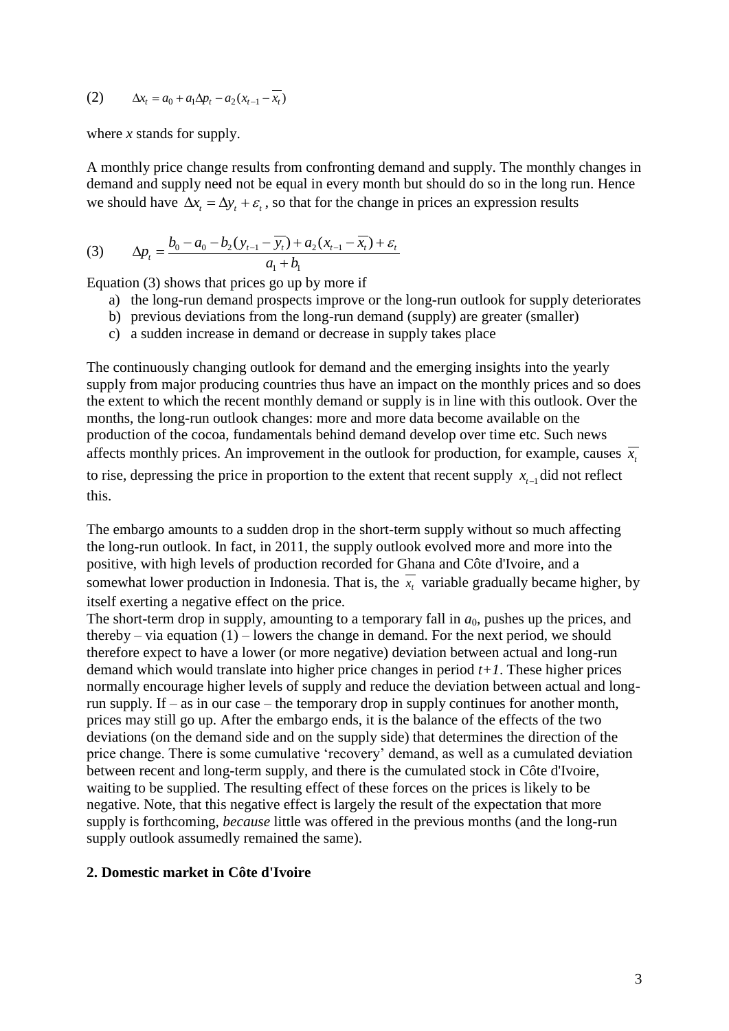$$(2) \qquad \Delta x_t = a_0 + a_1 \Delta p_t - a_2 (x_{t-1} - \overline{x_t})$$

where *x* stands for supply.

A monthly price change results from confronting demand and supply. The monthly changes in demand and supply need not be equal in every month but should do so in the long run. Hence we should have $\Delta x_t = \Delta y_t + \varepsilon_t$, so that for the change in prices an expression results

$$(3) \qquad \Delta p_t = \frac{b_0 - a_0 - b_2 (y_{t-1} - \overline{y_t}) + a_2 (x_{t-1} - \overline{x_t}) + \varepsilon_t}{a_1 + b_1}$$

Equation (3) shows that prices go up by more if

a) the long-run demand prospects improve or the long-run outlook for supply deteriorates
b) previous deviations from the long-run demand (supply) are greater (smaller)
c) a sudden increase in demand or decrease in supply takes place

The continuously changing outlook for demand and the emerging insights into the yearly supply from major producing countries thus have an impact on the monthly prices and so does the extent to which the recent monthly demand or supply is in line with this outlook. Over the months, the long-run outlook changes: more and more data become available on the production of the cocoa, fundamentals behind demand develop over time etc. Such news affects monthly prices. An improvement in the outlook for production, for example, causes $\overline{x_t}$ to rise, depressing the price in proportion to the extent that recent supply $x_{t-1}$ did not reflect this.

The embargo amounts to a sudden drop in the short-term supply without so much affecting the long-run outlook. In fact, in 2011, the supply outlook evolved more and more into the positive, with high levels of production recorded for Ghana and Côte d'Ivoire, and a somewhat lower production in Indonesia. That is, the $\overline{x_t}$ variable gradually became higher, by itself exerting a negative effect on the price.

The short-term drop in supply, amounting to a temporary fall in $a_0$, pushes up the prices, and thereby – via equation (1) – lowers the change in demand. For the next period, we should therefore expect to have a lower (or more negative) deviation between actual and long-run demand which would translate into higher price changes in period *t+1*. These higher prices normally encourage higher levels of supply and reduce the deviation between actual and long-run supply. If – as in our case – the temporary drop in supply continues for another month, prices may still go up. After the embargo ends, it is the balance of the effects of the two deviations (on the demand side and on the supply side) that determines the direction of the price change. There is some cumulative 'recovery' demand, as well as a cumulated deviation between recent and long-term supply, and there is the cumulated stock in Côte d'Ivoire, waiting to be supplied. The resulting effect of these forces on the prices is likely to be negative. Note, that this negative effect is largely the result of the expectation that more supply is forthcoming, *because* little was offered in the previous months (and the long-run supply outlook assumedly remained the same).

## 2. Domestic market in Côte d'Ivoire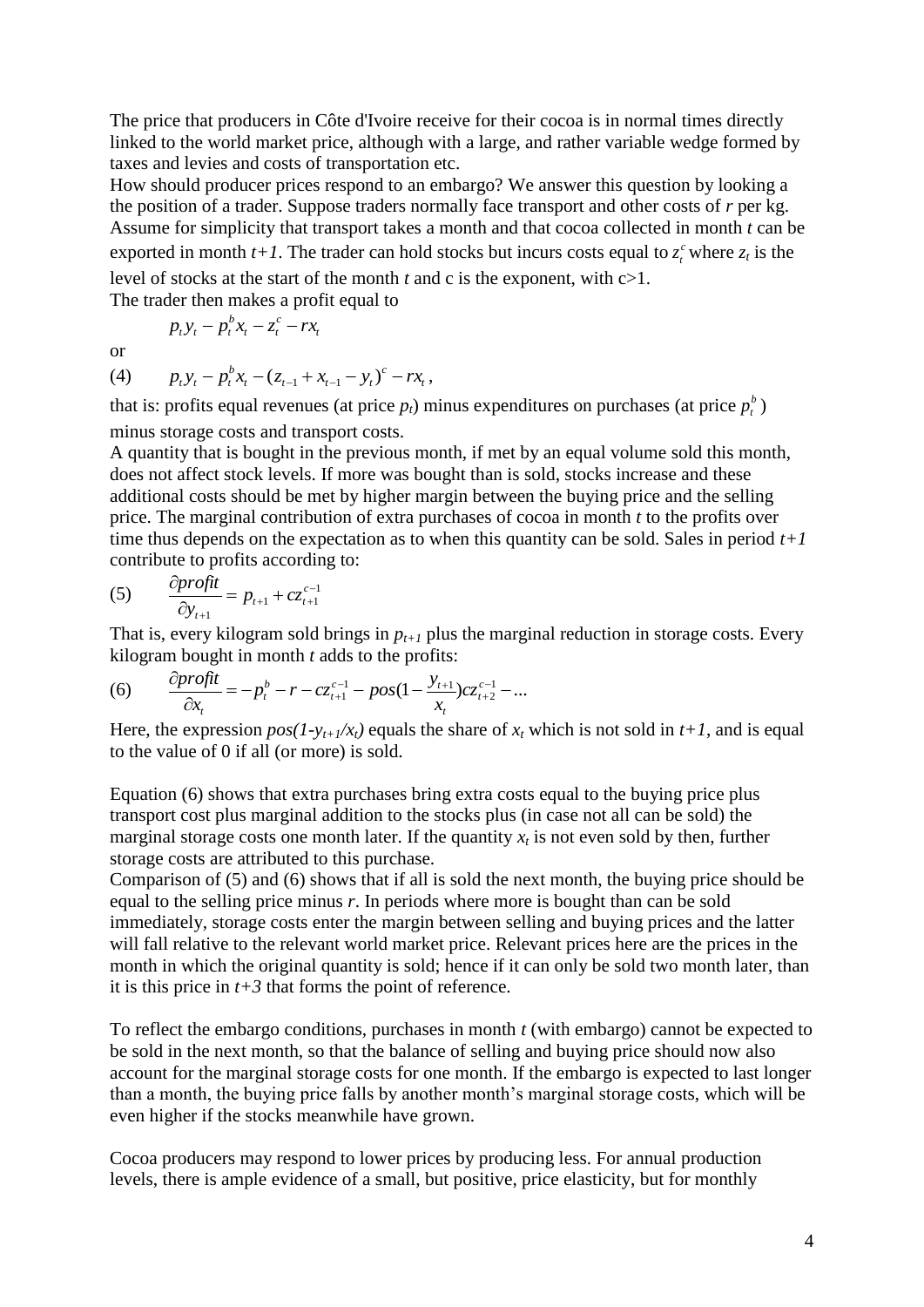The price that producers in Côte d'Ivoire receive for their cocoa is in normal times directly linked to the world market price, although with a large, and rather variable wedge formed by taxes and levies and costs of transportation etc.

How should producer prices respond to an embargo? We answer this question by looking a the position of a trader. Suppose traders normally face transport and other costs of $r$ per kg. Assume for simplicity that transport takes a month and that cocoa collected in month $t$ can be exported in month $t+1$. The trader can hold stocks but incurs costs equal to $z_t^c$ where $z_t$ is the level of stocks at the start of the month $t$ and c is the exponent, with c>1.

The trader then makes a profit equal to

$$p_t y_t - p_t^b x_t - z_t^c - r x_t$$

or

$$(4) \qquad p_t y_t - p_t^b x_t - (z_{t-1} + x_{t-1} - y_t)^c - r x_t,$$

that is: profits equal revenues (at price $p_t$) minus expenditures on purchases (at price $p_t^b$) minus storage costs and transport costs.

A quantity that is bought in the previous month, if met by an equal volume sold this month, does not affect stock levels. If more was bought than is sold, stocks increase and these additional costs should be met by higher margin between the buying price and the selling price. The marginal contribution of extra purchases of cocoa in month $t$ to the profits over time thus depends on the expectation as to when this quantity can be sold. Sales in period $t+1$ contribute to profits according to:

$$(5) \qquad \frac{\partial profit}{\partial y_{t+1}} = p_{t+1} + c z_{t+1}^{c-1}$$

That is, every kilogram sold brings in $p_{t+1}$ plus the marginal reduction in storage costs. Every kilogram bought in month $t$ adds to the profits:

$$(6) \qquad \frac{\partial profit}{\partial x_t} = -p_t^b - r - c z_{t+1}^{c-1} - pos(1 - \frac{y_{t+1}}{x_t}) c z_{t+2}^{c-1} - ...$$

Here, the expression $pos(1\text{-}y_{t+1}/x_t)$ equals the share of $x_t$ which is not sold in $t+1$, and is equal to the value of 0 if all (or more) is sold.

Equation (6) shows that extra purchases bring extra costs equal to the buying price plus transport cost plus marginal addition to the stocks plus (in case not all can be sold) the marginal storage costs one month later. If the quantity $x_t$ is not even sold by then, further storage costs are attributed to this purchase.

Comparison of (5) and (6) shows that if all is sold the next month, the buying price should be equal to the selling price minus $r$. In periods where more is bought than can be sold immediately, storage costs enter the margin between selling and buying prices and the latter will fall relative to the relevant world market price. Relevant prices here are the prices in the month in which the original quantity is sold; hence if it can only be sold two month later, than it is this price in $t+3$ that forms the point of reference.

To reflect the embargo conditions, purchases in month $t$ (with embargo) cannot be expected to be sold in the next month, so that the balance of selling and buying price should now also account for the marginal storage costs for one month. If the embargo is expected to last longer than a month, the buying price falls by another month's marginal storage costs, which will be even higher if the stocks meanwhile have grown.

Cocoa producers may respond to lower prices by producing less. For annual production levels, there is ample evidence of a small, but positive, price elasticity, but for monthly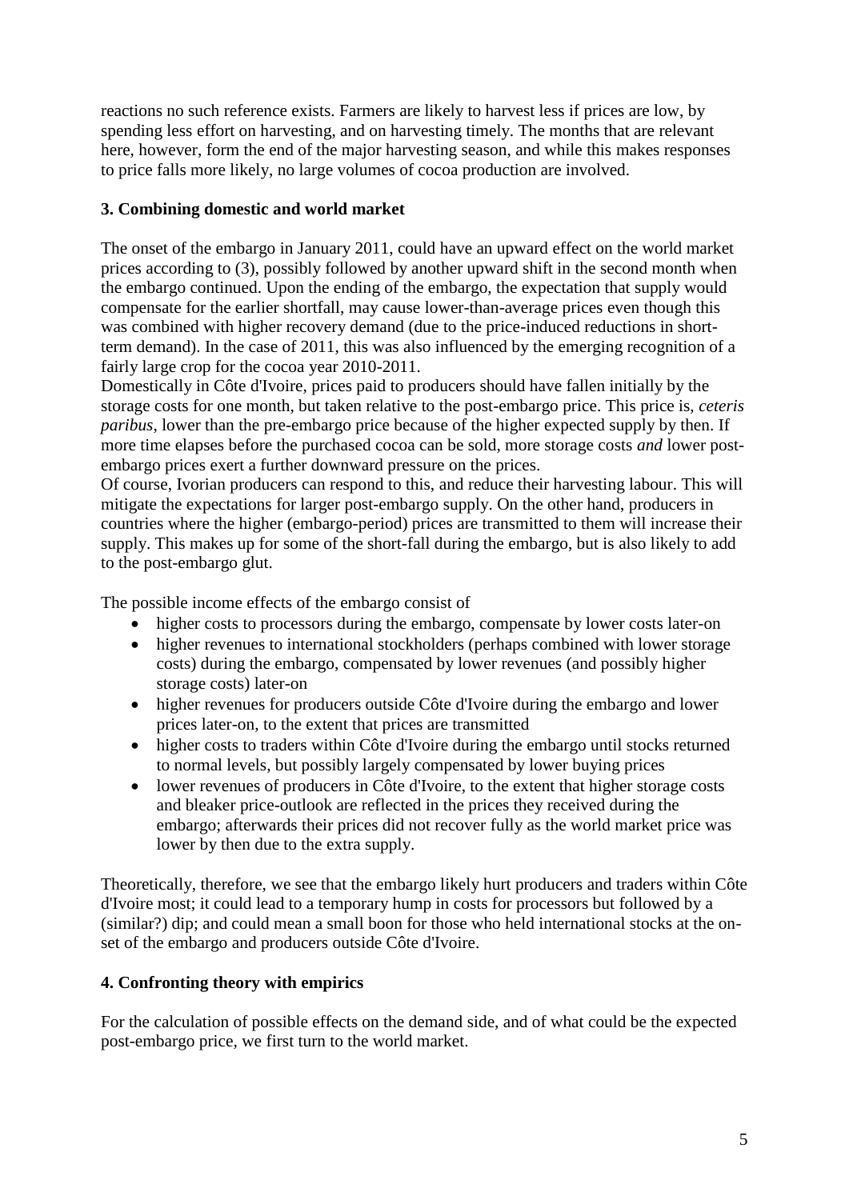reactions no such reference exists. Farmers are likely to harvest less if prices are low, by spending less effort on harvesting, and on harvesting timely. The months that are relevant here, however, form the end of the major harvesting season, and while this makes responses to price falls more likely, no large volumes of cocoa production are involved.

### 3. Combining domestic and world market

The onset of the embargo in January 2011, could have an upward effect on the world market prices according to (3), possibly followed by another upward shift in the second month when the embargo continued. Upon the ending of the embargo, the expectation that supply would compensate for the earlier shortfall, may cause lower-than-average prices even though this was combined with higher recovery demand (due to the price-induced reductions in short-term demand). In the case of 2011, this was also influenced by the emerging recognition of a fairly large crop for the cocoa year 2010-2011.

Domestically in Côte d'Ivoire, prices paid to producers should have fallen initially by the storage costs for one month, but taken relative to the post-embargo price. This price is, *ceteris paribus*, lower than the pre-embargo price because of the higher expected supply by then. If more time elapses before the purchased cocoa can be sold, more storage costs *and* lower post-embargo prices exert a further downward pressure on the prices.

Of course, Ivorian producers can respond to this, and reduce their harvesting labour. This will mitigate the expectations for larger post-embargo supply. On the other hand, producers in countries where the higher (embargo-period) prices are transmitted to them will increase their supply. This makes up for some of the short-fall during the embargo, but is also likely to add to the post-embargo glut.

The possible income effects of the embargo consist of

- higher costs to processors during the embargo, compensate by lower costs later-on
- higher revenues to international stockholders (perhaps combined with lower storage costs) during the embargo, compensated by lower revenues (and possibly higher storage costs) later-on
- higher revenues for producers outside Côte d'Ivoire during the embargo and lower prices later-on, to the extent that prices are transmitted
- higher costs to traders within Côte d'Ivoire during the embargo until stocks returned to normal levels, but possibly largely compensated by lower buying prices
- lower revenues of producers in Côte d'Ivoire, to the extent that higher storage costs and bleaker price-outlook are reflected in the prices they received during the embargo; afterwards their prices did not recover fully as the world market price was lower by then due to the extra supply.

Theoretically, therefore, we see that the embargo likely hurt producers and traders within Côte d'Ivoire most; it could lead to a temporary hump in costs for processors but followed by a (similar?) dip; and could mean a small boon for those who held international stocks at the on-set of the embargo and producers outside Côte d'Ivoire.

### 4. Confronting theory with empirics

For the calculation of possible effects on the demand side, and of what could be the expected post-embargo price, we first turn to the world market.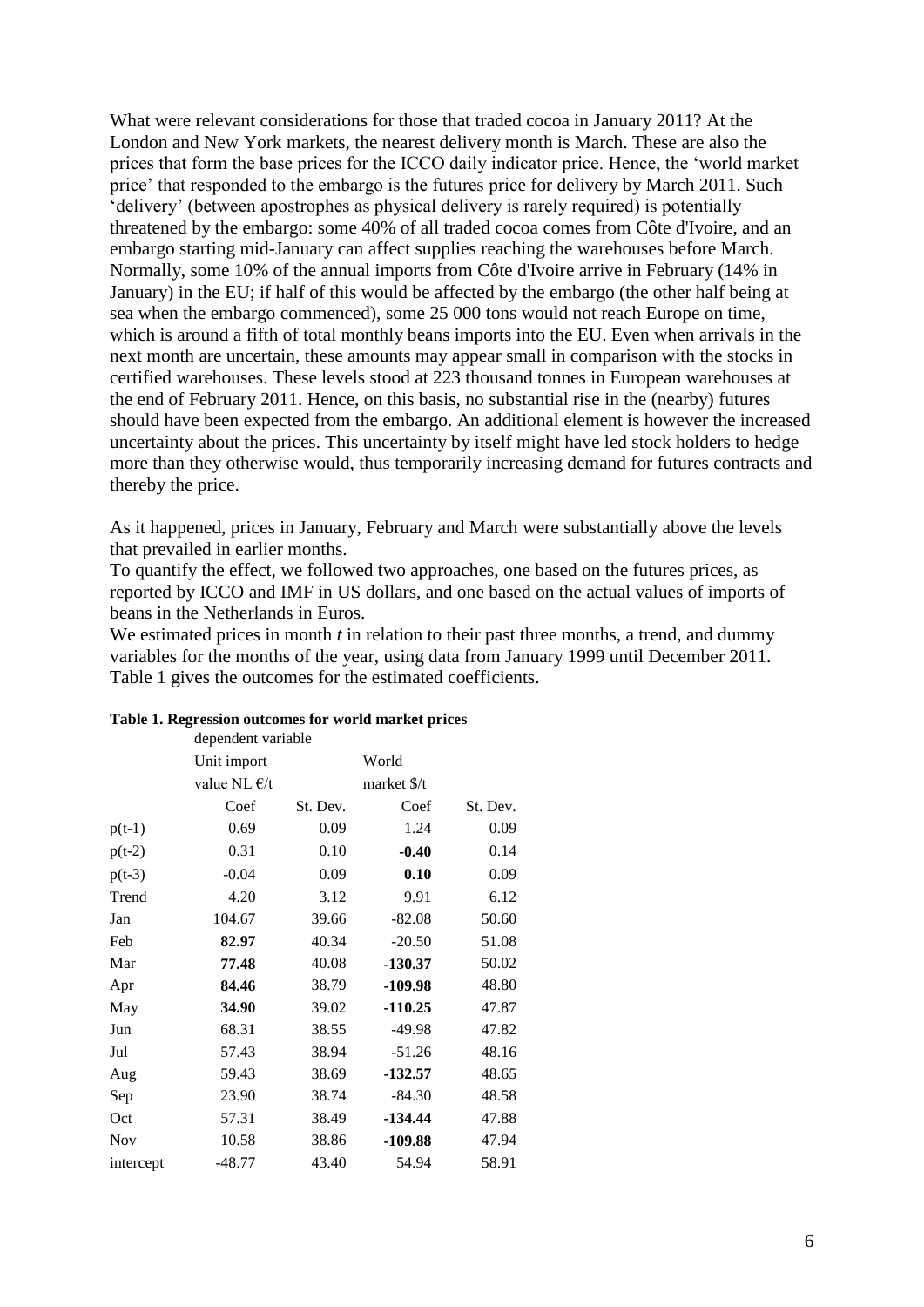What were relevant considerations for those that traded cocoa in January 2011? At the London and New York markets, the nearest delivery month is March. These are also the prices that form the base prices for the ICCO daily indicator price. Hence, the 'world market price' that responded to the embargo is the futures price for delivery by March 2011. Such 'delivery' (between apostrophes as physical delivery is rarely required) is potentially threatened by the embargo: some 40% of all traded cocoa comes from Côte d'Ivoire, and an embargo starting mid-January can affect supplies reaching the warehouses before March. Normally, some 10% of the annual imports from Côte d'Ivoire arrive in February (14% in January) in the EU; if half of this would be affected by the embargo (the other half being at sea when the embargo commenced), some 25 000 tons would not reach Europe on time, which is around a fifth of total monthly beans imports into the EU. Even when arrivals in the next month are uncertain, these amounts may appear small in comparison with the stocks in certified warehouses. These levels stood at 223 thousand tonnes in European warehouses at the end of February 2011. Hence, on this basis, no substantial rise in the (nearby) futures should have been expected from the embargo. An additional element is however the increased uncertainty about the prices. This uncertainty by itself might have led stock holders to hedge more than they otherwise would, thus temporarily increasing demand for futures contracts and thereby the price.

As it happened, prices in January, February and March were substantially above the levels that prevailed in earlier months.

To quantify the effect, we followed two approaches, one based on the futures prices, as reported by ICCO and IMF in US dollars, and one based on the actual values of imports of beans in the Netherlands in Euros.

We estimated prices in month *t* in relation to their past three months, a trend, and dummy variables for the months of the year, using data from January 1999 until December 2011. Table 1 gives the outcomes for the estimated coefficients.

**Table 1. Regression outcomes for world market prices**

| | dependent variable | | | |
|---|---|---|---|---|
| | Unit import value NL €/t | | World market $/t | |
| | Coef | St. Dev. | Coef | St. Dev. |
| p(t-1) | 0.69 | 0.09 | 1.24 | 0.09 |
| p(t-2) | 0.31 | 0.10 | **-0.40** | 0.14 |
| p(t-3) | -0.04 | 0.09 | **0.10** | 0.09 |
| Trend | 4.20 | 3.12 | 9.91 | 6.12 |
| Jan | 104.67 | 39.66 | -82.08 | 50.60 |
| Feb | **82.97** | 40.34 | -20.50 | 51.08 |
| Mar | **77.48** | 40.08 | **-130.37** | 50.02 |
| Apr | **84.46** | 38.79 | **-109.98** | 48.80 |
| May | **34.90** | 39.02 | **-110.25** | 47.87 |
| Jun | 68.31 | 38.55 | -49.98 | 47.82 |
| Jul | 57.43 | 38.94 | -51.26 | 48.16 |
| Aug | 59.43 | 38.69 | **-132.57** | 48.65 |
| Sep | 23.90 | 38.74 | -84.30 | 48.58 |
| Oct | 57.31 | 38.49 | **-134.44** | 47.88 |
| Nov | 10.58 | 38.86 | **-109.88** | 47.94 |
| intercept | -48.77 | 43.40 | 54.94 | 58.91 |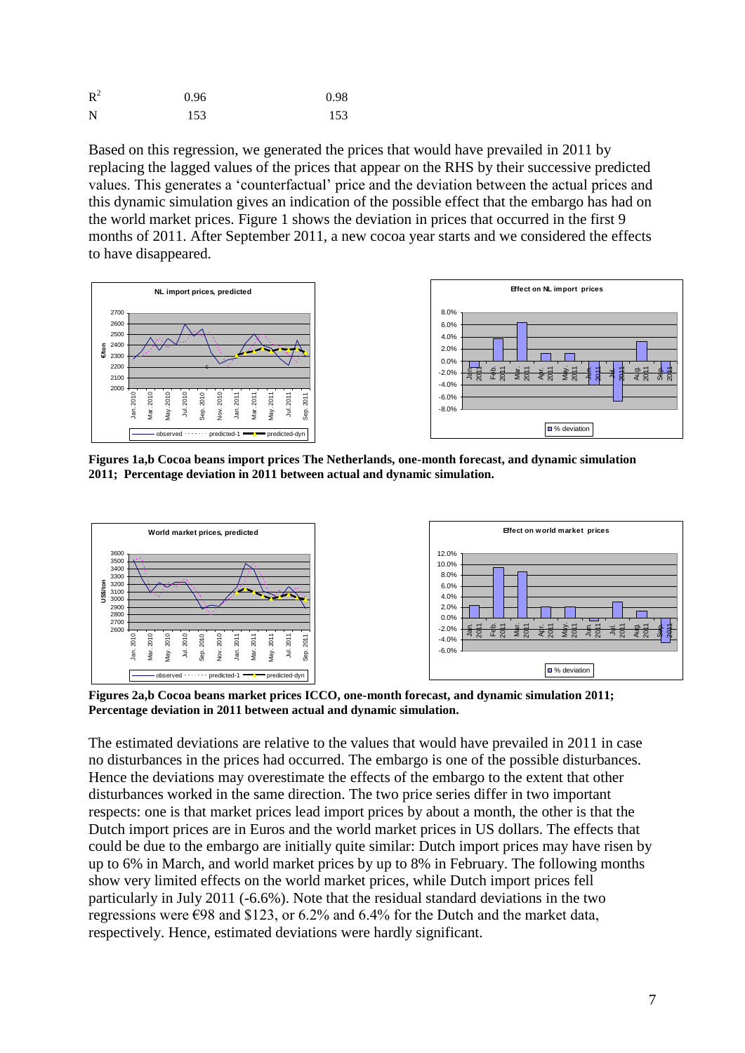| | | |
|---|---|---|
| $R^2$ | 0.96 | 0.98 |
| N | 153 | 153 |

Based on this regression, we generated the prices that would have prevailed in 2011 by replacing the lagged values of the prices that appear on the RHS by their successive predicted values. This generates a 'counterfactual' price and the deviation between the actual prices and this dynamic simulation gives an indication of the possible effect that the embargo has had on the world market prices. Figure 1 shows the deviation in prices that occurred in the first 9 months of 2011. After September 2011, a new cocoa year starts and we considered the effects to have disappeared.

**Figures 1a,b Cocoa beans import prices The Netherlands, one-month forecast, and dynamic simulation 2011; Percentage deviation in 2011 between actual and dynamic simulation.**

**Figures 2a,b Cocoa beans market prices ICCO, one-month forecast, and dynamic simulation 2011; Percentage deviation in 2011 between actual and dynamic simulation.**

The estimated deviations are relative to the values that would have prevailed in 2011 in case no disturbances in the prices had occurred. The embargo is one of the possible disturbances. Hence the deviations may overestimate the effects of the embargo to the extent that other disturbances worked in the same direction. The two price series differ in two important respects: one is that market prices lead import prices by about a month, the other is that the Dutch import prices are in Euros and the world market prices in US dollars. The effects that could be due to the embargo are initially quite similar: Dutch import prices may have risen by up to 6% in March, and world market prices by up to 8% in February. The following months show very limited effects on the world market prices, while Dutch import prices fell particularly in July 2011 (-6.6%). Note that the residual standard deviations in the two regressions were €98 and $123, or 6.2% and 6.4% for the Dutch and the market data, respectively. Hence, estimated deviations were hardly significant.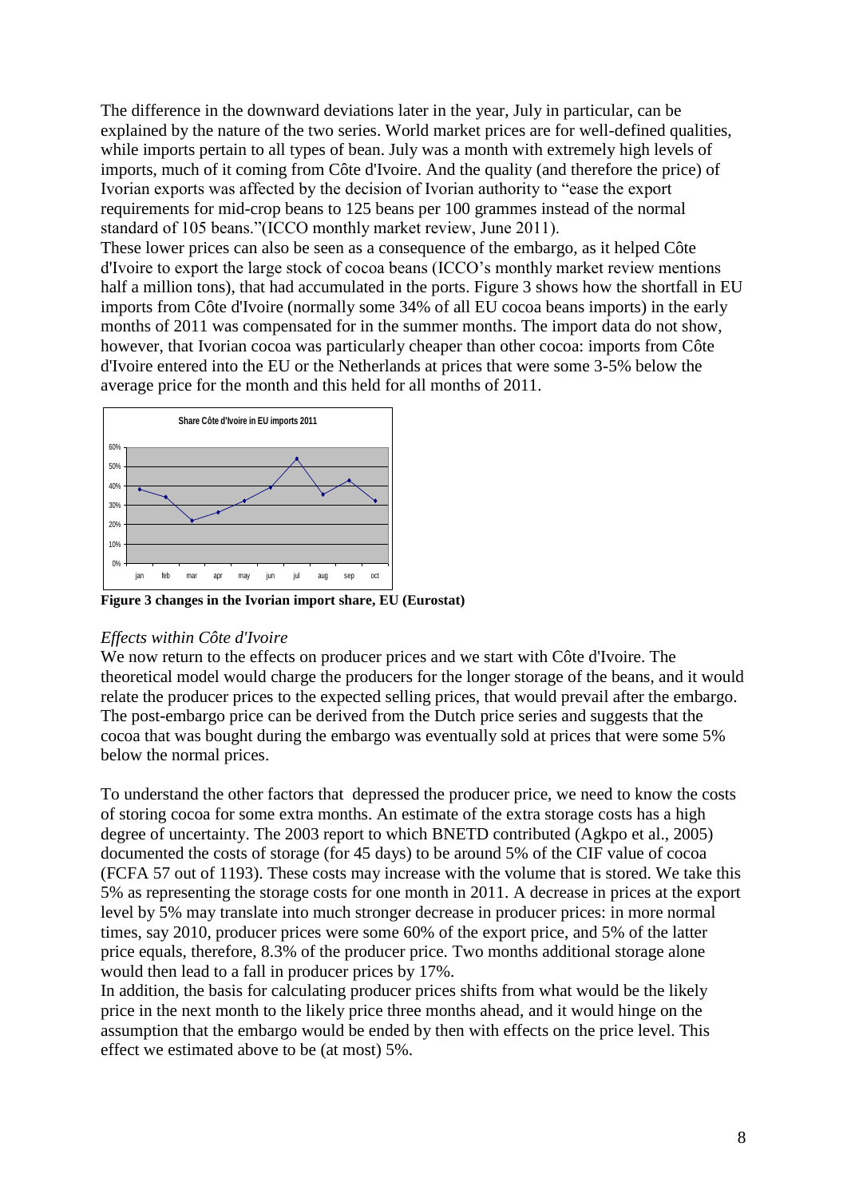The difference in the downward deviations later in the year, July in particular, can be explained by the nature of the two series. World market prices are for well-defined qualities, while imports pertain to all types of bean. July was a month with extremely high levels of imports, much of it coming from Côte d'Ivoire. And the quality (and therefore the price) of Ivorian exports was affected by the decision of Ivorian authority to "ease the export requirements for mid-crop beans to 125 beans per 100 grammes instead of the normal standard of 105 beans."(ICCO monthly market review, June 2011).

These lower prices can also be seen as a consequence of the embargo, as it helped Côte d'Ivoire to export the large stock of cocoa beans (ICCO's monthly market review mentions half a million tons), that had accumulated in the ports. Figure 3 shows how the shortfall in EU imports from Côte d'Ivoire (normally some 34% of all EU cocoa beans imports) in the early months of 2011 was compensated for in the summer months. The import data do not show, however, that Ivorian cocoa was particularly cheaper than other cocoa: imports from Côte d'Ivoire entered into the EU or the Netherlands at prices that were some 3-5% below the average price for the month and this held for all months of 2011.

**Figure 3 changes in the Ivorian import share, EU (Eurostat)**

*Effects within Côte d'Ivoire*

We now return to the effects on producer prices and we start with Côte d'Ivoire. The theoretical model would charge the producers for the longer storage of the beans, and it would relate the producer prices to the expected selling prices, that would prevail after the embargo. The post-embargo price can be derived from the Dutch price series and suggests that the cocoa that was bought during the embargo was eventually sold at prices that were some 5% below the normal prices.

To understand the other factors that depressed the producer price, we need to know the costs of storing cocoa for some extra months. An estimate of the extra storage costs has a high degree of uncertainty. The 2003 report to which BNETD contributed (Agkpo et al., 2005) documented the costs of storage (for 45 days) to be around 5% of the CIF value of cocoa (FCFA 57 out of 1193). These costs may increase with the volume that is stored. We take this 5% as representing the storage costs for one month in 2011. A decrease in prices at the export level by 5% may translate into much stronger decrease in producer prices: in more normal times, say 2010, producer prices were some 60% of the export price, and 5% of the latter price equals, therefore, 8.3% of the producer price. Two months additional storage alone would then lead to a fall in producer prices by 17%.

In addition, the basis for calculating producer prices shifts from what would be the likely price in the next month to the likely price three months ahead, and it would hinge on the assumption that the embargo would be ended by then with effects on the price level. This effect we estimated above to be (at most) 5%.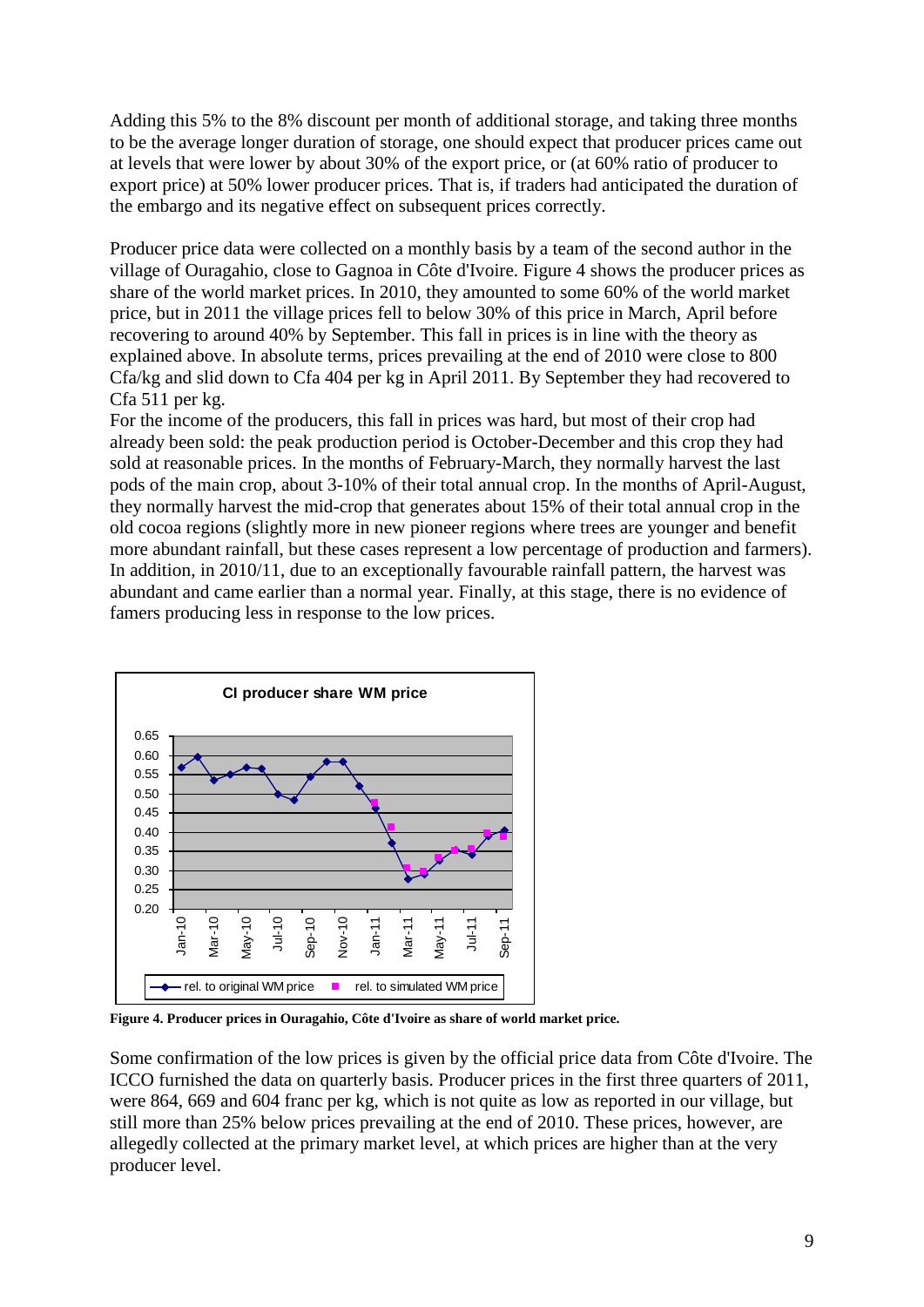Adding this 5% to the 8% discount per month of additional storage, and taking three months to be the average longer duration of storage, one should expect that producer prices came out at levels that were lower by about 30% of the export price, or (at 60% ratio of producer to export price) at 50% lower producer prices. That is, if traders had anticipated the duration of the embargo and its negative effect on subsequent prices correctly.

Producer price data were collected on a monthly basis by a team of the second author in the village of Ouragahio, close to Gagnoa in Côte d'Ivoire. Figure 4 shows the producer prices as share of the world market prices. In 2010, they amounted to some 60% of the world market price, but in 2011 the village prices fell to below 30% of this price in March, April before recovering to around 40% by September. This fall in prices is in line with the theory as explained above. In absolute terms, prices prevailing at the end of 2010 were close to 800 Cfa/kg and slid down to Cfa 404 per kg in April 2011. By September they had recovered to Cfa 511 per kg.

For the income of the producers, this fall in prices was hard, but most of their crop had already been sold: the peak production period is October-December and this crop they had sold at reasonable prices. In the months of February-March, they normally harvest the last pods of the main crop, about 3-10% of their total annual crop. In the months of April-August, they normally harvest the mid-crop that generates about 15% of their total annual crop in the old cocoa regions (slightly more in new pioneer regions where trees are younger and benefit more abundant rainfall, but these cases represent a low percentage of production and farmers). In addition, in 2010/11, due to an exceptionally favourable rainfall pattern, the harvest was abundant and came earlier than a normal year. Finally, at this stage, there is no evidence of famers producing less in response to the low prices.

**Figure 4. Producer prices in Ouragahio, Côte d'Ivoire as share of world market price.**

Some confirmation of the low prices is given by the official price data from Côte d'Ivoire. The ICCO furnished the data on quarterly basis. Producer prices in the first three quarters of 2011, were 864, 669 and 604 franc per kg, which is not quite as low as reported in our village, but still more than 25% below prices prevailing at the end of 2010. These prices, however, are allegedly collected at the primary market level, at which prices are higher than at the very producer level.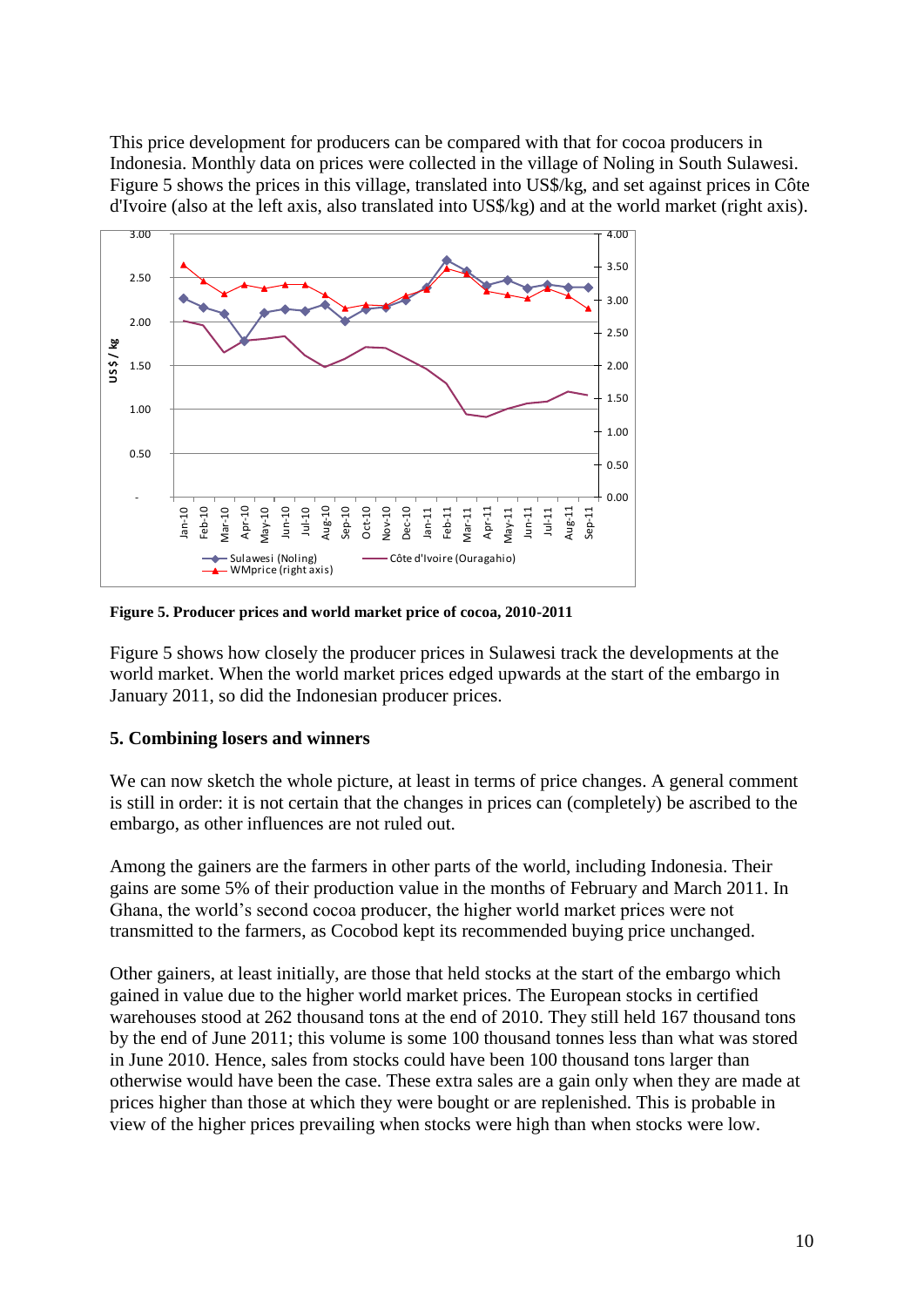This price development for producers can be compared with that for cocoa producers in Indonesia. Monthly data on prices were collected in the village of Noling in South Sulawesi. Figure 5 shows the prices in this village, translated into US$/kg, and set against prices in Côte d'Ivoire (also at the left axis, also translated into US$/kg) and at the world market (right axis).

**Figure 5. Producer prices and world market price of cocoa, 2010-2011**

Figure 5 shows how closely the producer prices in Sulawesi track the developments at the world market. When the world market prices edged upwards at the start of the embargo in January 2011, so did the Indonesian producer prices.

### 5. Combining losers and winners

We can now sketch the whole picture, at least in terms of price changes. A general comment is still in order: it is not certain that the changes in prices can (completely) be ascribed to the embargo, as other influences are not ruled out.

Among the gainers are the farmers in other parts of the world, including Indonesia. Their gains are some 5% of their production value in the months of February and March 2011. In Ghana, the world's second cocoa producer, the higher world market prices were not transmitted to the farmers, as Cocobod kept its recommended buying price unchanged.

Other gainers, at least initially, are those that held stocks at the start of the embargo which gained in value due to the higher world market prices. The European stocks in certified warehouses stood at 262 thousand tons at the end of 2010. They still held 167 thousand tons by the end of June 2011; this volume is some 100 thousand tonnes less than what was stored in June 2010. Hence, sales from stocks could have been 100 thousand tons larger than otherwise would have been the case. These extra sales are a gain only when they are made at prices higher than those at which they were bought or are replenished. This is probable in view of the higher prices prevailing when stocks were high than when stocks were low.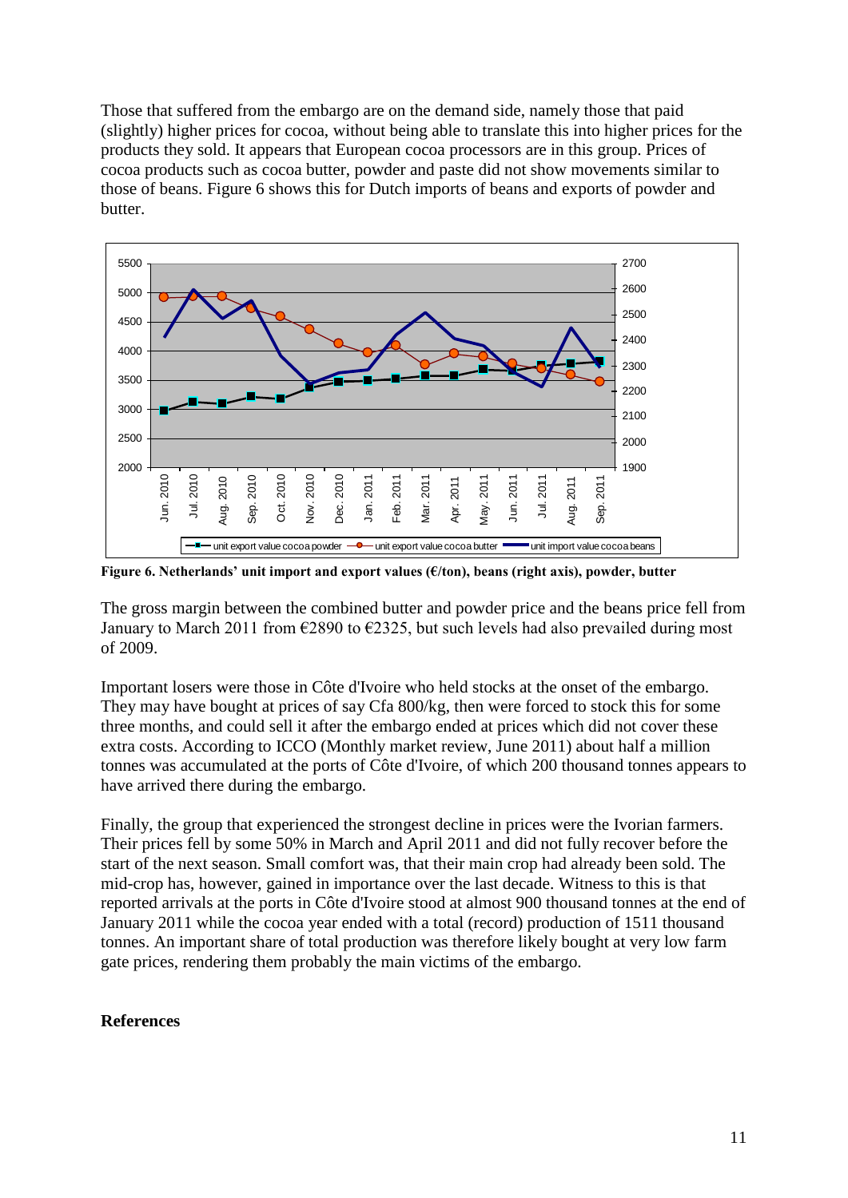Those that suffered from the embargo are on the demand side, namely those that paid (slightly) higher prices for cocoa, without being able to translate this into higher prices for the products they sold. It appears that European cocoa processors are in this group. Prices of cocoa products such as cocoa butter, powder and paste did not show movements similar to those of beans. Figure 6 shows this for Dutch imports of beans and exports of powder and butter.

**Figure 6. Netherlands' unit import and export values (€/ton), beans (right axis), powder, butter**

The gross margin between the combined butter and powder price and the beans price fell from January to March 2011 from €2890 to €2325, but such levels had also prevailed during most of 2009.

Important losers were those in Côte d'Ivoire who held stocks at the onset of the embargo. They may have bought at prices of say Cfa 800/kg, then were forced to stock this for some three months, and could sell it after the embargo ended at prices which did not cover these extra costs. According to ICCO (Monthly market review, June 2011) about half a million tonnes was accumulated at the ports of Côte d'Ivoire, of which 200 thousand tonnes appears to have arrived there during the embargo.

Finally, the group that experienced the strongest decline in prices were the Ivorian farmers. Their prices fell by some 50% in March and April 2011 and did not fully recover before the start of the next season. Small comfort was, that their main crop had already been sold. The mid-crop has, however, gained in importance over the last decade. Witness to this is that reported arrivals at the ports in Côte d'Ivoire stood at almost 900 thousand tonnes at the end of January 2011 while the cocoa year ended with a total (record) production of 1511 thousand tonnes. An important share of total production was therefore likely bought at very low farm gate prices, rendering them probably the main victims of the embargo.

## References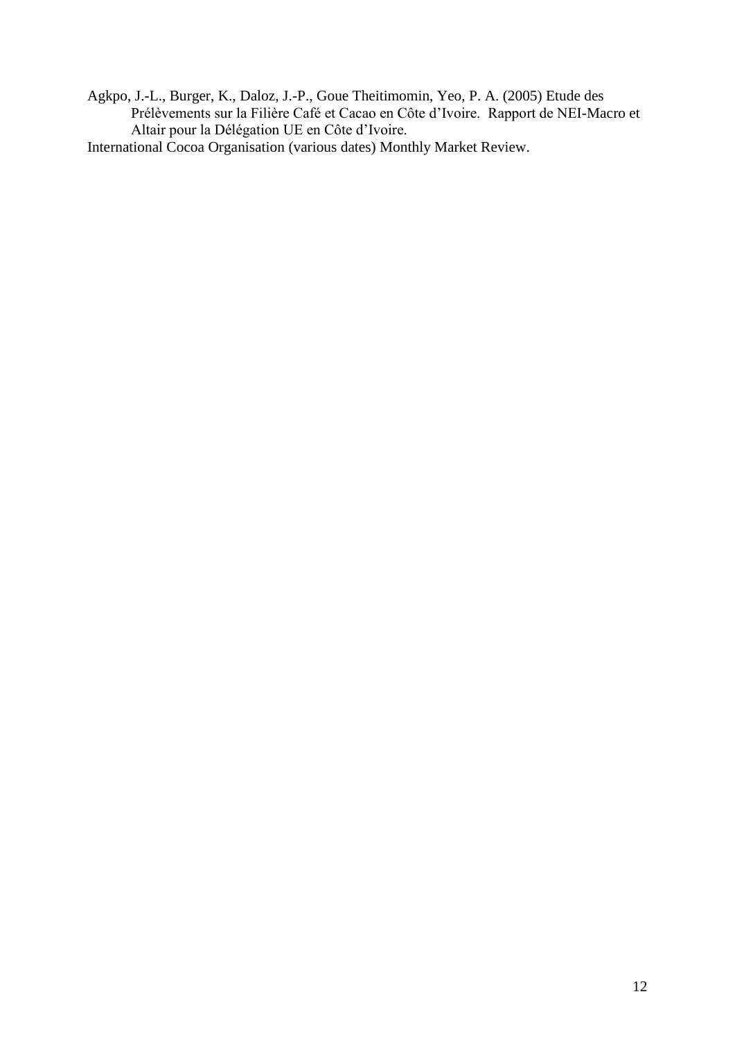Agkpo, J.-L., Burger, K., Daloz, J.-P., Goue Theitimomin, Yeo, P. A. (2005) Etude des Prélèvements sur la Filière Café et Cacao en Côte d'Ivoire. Rapport de NEI-Macro et Altair pour la Délégation UE en Côte d'Ivoire.

International Cocoa Organisation (various dates) Monthly Market Review.